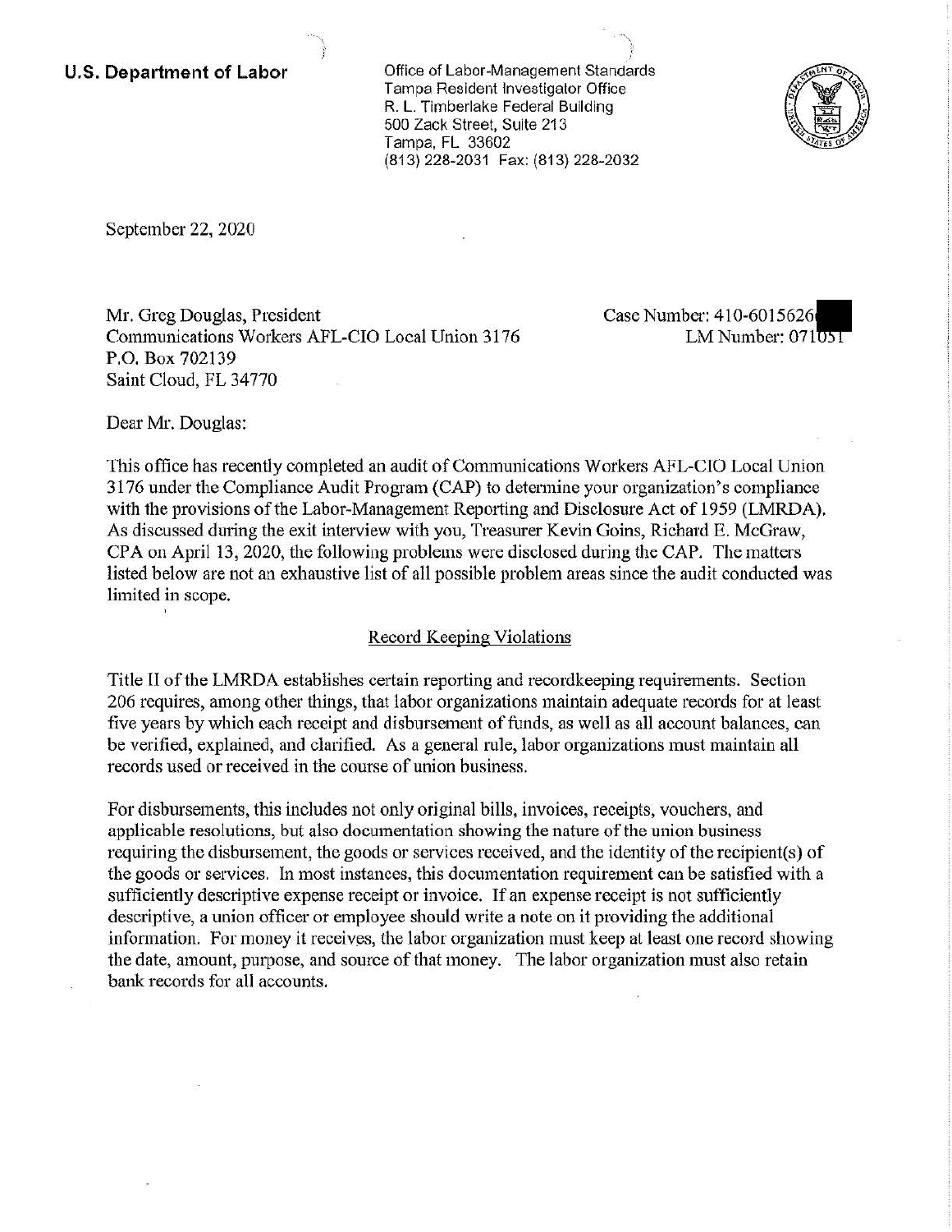**U.S. Department of Labor**

Office of Labor-Management Standards
Tampa Resident Investigator Office
R. L. Timberlake Federal Building
500 Zack Street, Suite 213
Tampa, FL 33602
(813) 228-2031 Fax: (813) 228-2032

September 22, 2020

Mr. Greg Douglas, President
Communications Workers AFL-CIO Local Union 3176
P.O. Box 702139
Saint Cloud, FL 34770

Case Number: 410-6015626
LM Number: 071051

Dear Mr. Douglas:

This office has recently completed an audit of Communications Workers AFL-CIO Local Union 3176 under the Compliance Audit Program (CAP) to determine your organization's compliance with the provisions of the Labor-Management Reporting and Disclosure Act of 1959 (LMRDA). As discussed during the exit interview with you, Treasurer Kevin Goins, Richard E. McGraw, CPA on April 13, 2020, the following problems were disclosed during the CAP. The matters listed below are not an exhaustive list of all possible problem areas since the audit conducted was limited in scope.

## Record Keeping Violations

Title II of the LMRDA establishes certain reporting and recordkeeping requirements. Section 206 requires, among other things, that labor organizations maintain adequate records for at least five years by which each receipt and disbursement of funds, as well as all account balances, can be verified, explained, and clarified. As a general rule, labor organizations must maintain all records used or received in the course of union business.

For disbursements, this includes not only original bills, invoices, receipts, vouchers, and applicable resolutions, but also documentation showing the nature of the union business requiring the disbursement, the goods or services received, and the identity of the recipient(s) of the goods or services. In most instances, this documentation requirement can be satisfied with a sufficiently descriptive expense receipt or invoice. If an expense receipt is not sufficiently descriptive, a union officer or employee should write a note on it providing the additional information. For money it receives, the labor organization must keep at least one record showing the date, amount, purpose, and source of that money. The labor organization must also retain bank records for all accounts.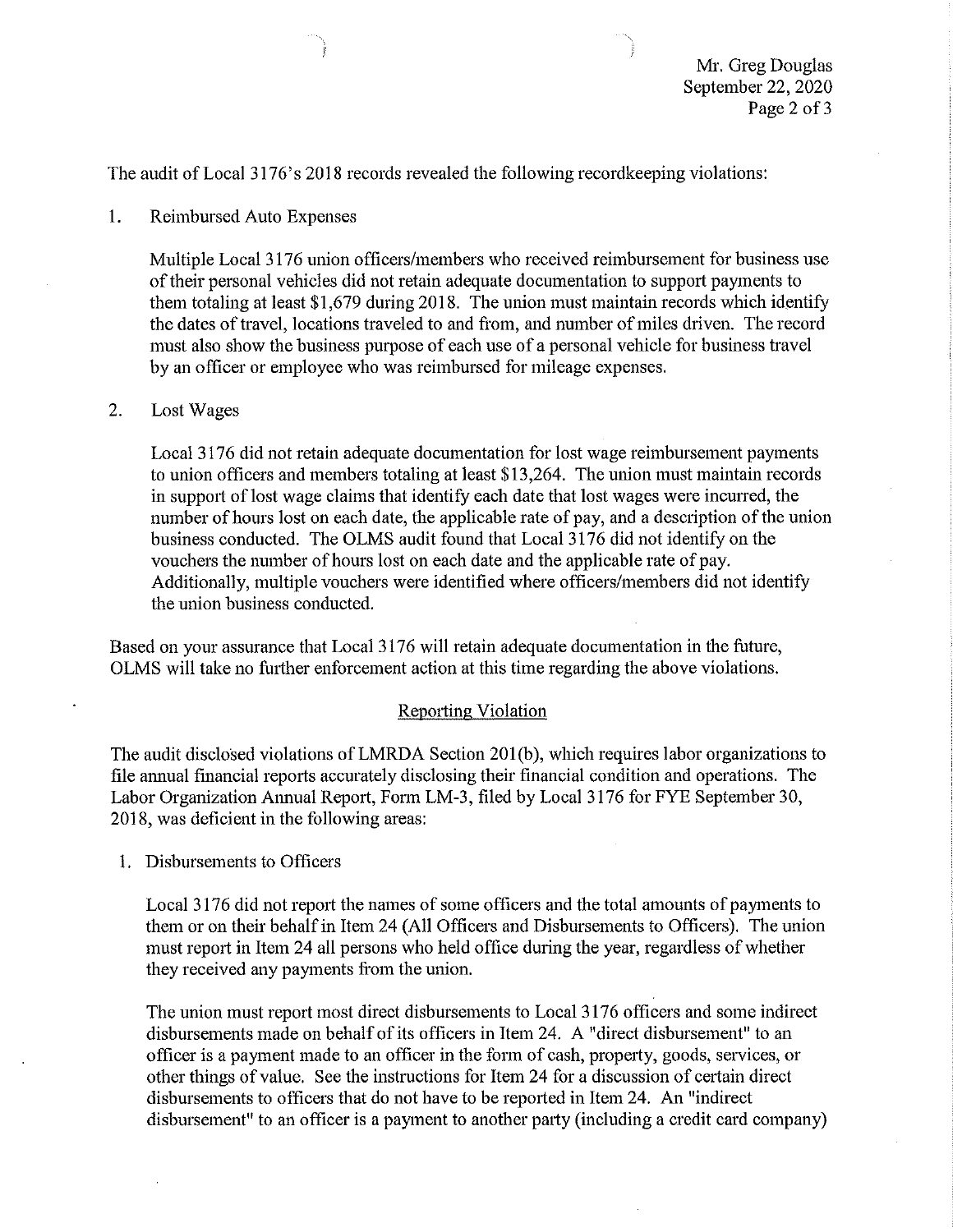The audit of Local 3176's 2018 records revealed the following recordkeeping violations:

1. Reimbursed Auto Expenses

   Multiple Local 3176 union officers/members who received reimbursement for business use of their personal vehicles did not retain adequate documentation to support payments to them totaling at least $1,679 during 2018. The union must maintain records which identify the dates of travel, locations traveled to and from, and number of miles driven. The record must also show the business purpose of each use of a personal vehicle for business travel by an officer or employee who was reimbursed for mileage expenses.

2. Lost Wages

   Local 3176 did not retain adequate documentation for lost wage reimbursement payments to union officers and members totaling at least $13,264. The union must maintain records in support of lost wage claims that identify each date that lost wages were incurred, the number of hours lost on each date, the applicable rate of pay, and a description of the union business conducted. The OLMS audit found that Local 3176 did not identify on the vouchers the number of hours lost on each date and the applicable rate of pay. Additionally, multiple vouchers were identified where officers/members did not identify the union business conducted.

Based on your assurance that Local 3176 will retain adequate documentation in the future, OLMS will take no further enforcement action at this time regarding the above violations.

## Reporting Violation

The audit disclosed violations of LMRDA Section 201(b), which requires labor organizations to file annual financial reports accurately disclosing their financial condition and operations. The Labor Organization Annual Report, Form LM-3, filed by Local 3176 for FYE September 30, 2018, was deficient in the following areas:

1. Disbursements to Officers

   Local 3176 did not report the names of some officers and the total amounts of payments to them or on their behalf in Item 24 (All Officers and Disbursements to Officers). The union must report in Item 24 all persons who held office during the year, regardless of whether they received any payments from the union.

   The union must report most direct disbursements to Local 3176 officers and some indirect disbursements made on behalf of its officers in Item 24. A "direct disbursement" to an officer is a payment made to an officer in the form of cash, property, goods, services, or other things of value. See the instructions for Item 24 for a discussion of certain direct disbursements to officers that do not have to be reported in Item 24. An "indirect disbursement" to an officer is a payment to another party (including a credit card company)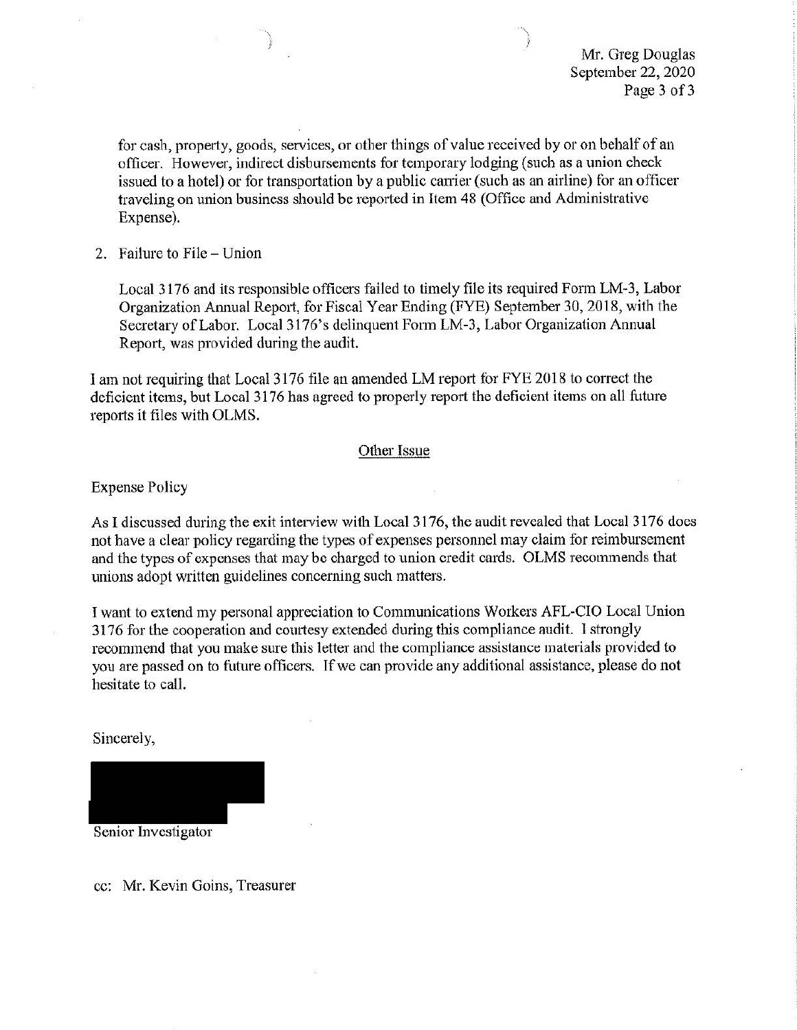for cash, property, goods, services, or other things of value received by or on behalf of an officer. However, indirect disbursements for temporary lodging (such as a union check issued to a hotel) or for transportation by a public carrier (such as an airline) for an officer traveling on union business should be reported in Item 48 (Office and Administrative Expense).

2. Failure to File – Union

   Local 3176 and its responsible officers failed to timely file its required Form LM-3, Labor Organization Annual Report, for Fiscal Year Ending (FYE) September 30, 2018, with the Secretary of Labor. Local 3176's delinquent Form LM-3, Labor Organization Annual Report, was provided during the audit.

I am not requiring that Local 3176 file an amended LM report for FYE 2018 to correct the deficient items, but Local 3176 has agreed to properly report the deficient items on all future reports it files with OLMS.

## Other Issue

Expense Policy

As I discussed during the exit interview with Local 3176, the audit revealed that Local 3176 does not have a clear policy regarding the types of expenses personnel may claim for reimbursement and the types of expenses that may be charged to union credit cards. OLMS recommends that unions adopt written guidelines concerning such matters.

I want to extend my personal appreciation to Communications Workers AFL-CIO Local Union 3176 for the cooperation and courtesy extended during this compliance audit. I strongly recommend that you make sure this letter and the compliance assistance materials provided to you are passed on to future officers. If we can provide any additional assistance, please do not hesitate to call.

Sincerely,

Senior Investigator

cc: Mr. Kevin Goins, Treasurer